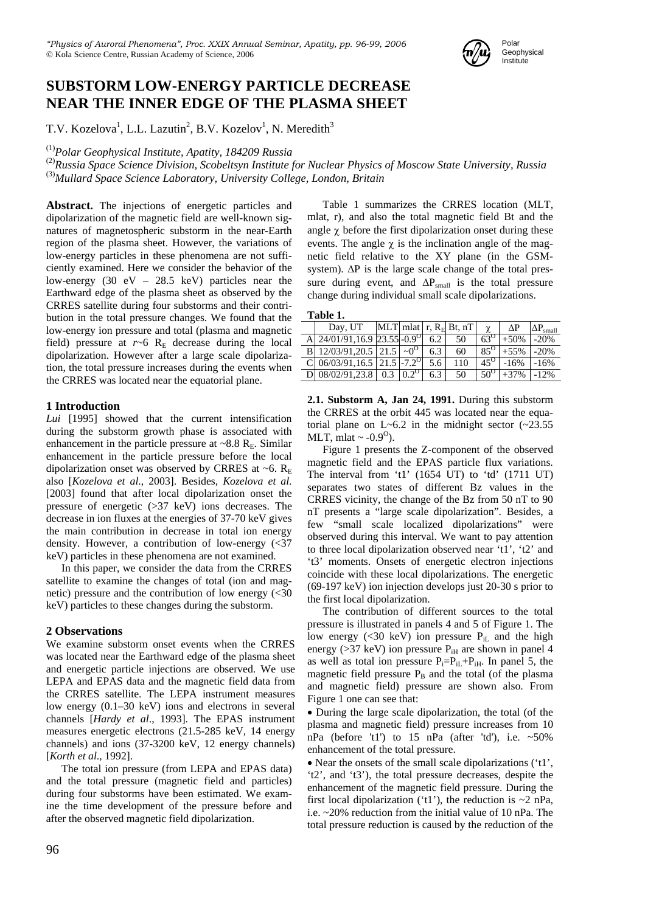# SUBSTORM LOW-ENERGY PARTICLE DECREASE NEAR THE INNER EDGE OF THE PLASMA SHEET

T.V. Kozelova[1], L.L. Lazutin[2], B.V. Kozelov[1], N. Meredith[3]

[(1)] *Polar Geophysical Institute, Apatity, 184209 Russia*
[(2)] *Russia Space Science Division, Scobeltsyn Institute for Nuclear Physics of Moscow State University, Russia*
[(3)] *Mullard Space Science Laboratory, University College, London, Britain*

**Abstract.** The injections of energetic particles and dipolarization of the magnetic field are well-known signatures of magnetospheric substorm in the near-Earth region of the plasma sheet. However, the variations of low-energy particles in these phenomena are not sufficiently examined. Here we consider the behavior of the low-energy (30 eV – 28.5 keV) particles near the Earthward edge of the plasma sheet as observed by the CRRES satellite during four substorms and their contribution in the total pressure changes. We found that the low-energy ion pressure and total (plasma and magnetic field) pressure at $r$~6 $R_E$ decrease during the local dipolarization. However after a large scale dipolarization, the total pressure increases during the events when the CRRES was located near the equatorial plane.

## 1 Introduction

*Lui* [1995] showed that the current intensification during the substorm growth phase is associated with enhancement in the particle pressure at ~8.8 $R_E$. Similar enhancement in the particle pressure before the local dipolarization onset was observed by CRRES at ~6. $R_E$ also [*Kozelova et al*., 2003]. Besides, *Kozelova et al*. [2003] found that after local dipolarization onset the pressure of energetic (>37 keV) ions decreases. The decrease in ion fluxes at the energies of 37-70 keV gives the main contribution in decrease in total ion energy density. However, a contribution of low-energy (<37 keV) particles in these phenomena are not examined.

In this paper, we consider the data from the CRRES satellite to examine the changes of total (ion and magnetic) pressure and the contribution of low energy (<30 keV) particles to these changes during the substorm.

## 2 Observations

We examine substorm onset events when the CRRES was located near the Earthward edge of the plasma sheet and energetic particle injections are observed. We use LEPA and EPAS data and the magnetic field data from the CRRES satellite. The LEPA instrument measures low energy (0.1–30 keV) ions and electrons in several channels [*Hardy et al*., 1993]. The EPAS instrument measures energetic electrons (21.5-285 keV, 14 energy channels) and ions (37-3200 keV, 12 energy channels) [*Korth et al*., 1992].

The total ion pressure (from LEPA and EPAS data) and the total pressure (magnetic field and particles) during four substorms have been estimated. We examine the time development of the pressure before and after the observed magnetic field dipolarization.

Table 1 summarizes the CRRES location (MLT, mlat, r), and also the total magnetic field Bt and the angle $\chi$ before the first dipolarization onset during these events. The angle $\chi$ is the inclination angle of the magnetic field relative to the XY plane (in the GSM-system). $\Delta P$ is the large scale change of the total pressure during event, and $\Delta P_{small}$ is the total pressure change during individual small scale dipolarizations.

**Table 1.**

| | Day, UT | MLT | mlat | r, $R_E$ | Bt, nT | $\chi$ | $\Delta P$ | $\Delta P_{small}$ |
|---|---|---|---|---|---|---|---|---|
| A | 24/01/91,16.9 | 23.55 | $-0.9^O$ | 6.2 | 50 | $63^O$ | +50% | -20% |
| B | 12/03/91,20.5 | 21.5 | $\sim 0^O$ | 6.3 | 60 | $85^O$ | +55% | -20% |
| C | 06/03/91,16.5 | 21.5 | $-7.2^O$ | 5.6 | 110 | $45^O$ | -16% | -16% |
| D | 08/02/91,23.8 | 0.3 | $0.2^O$ | 6.3 | 50 | $50^O$ | +37% | -12% |

**2.1. Substorm A, Jan 24, 1991.** During this substorm the CRRES at the orbit 445 was located near the equatorial plane on L~6.2 in the midnight sector (~23.55 MLT, mlat ~ $-0.9^O$).

Figure 1 presents the Z-component of the observed magnetic field and the EPAS particle flux variations. The interval from 't1' (1654 UT) to 'td' (1711 UT) separates two states of different Bz values in the CRRES vicinity, the change of the Bz from 50 nT to 90 nT presents a "large scale dipolarization". Besides, a few "small scale localized dipolarizations" were observed during this interval. We want to pay attention to three local dipolarization observed near 't1', 't2' and 't3' moments. Onsets of energetic electron injections coincide with these local dipolarizations. The energetic (69-197 keV) ion injection develops just 20-30 s prior to the first local dipolarization.

The contribution of different sources to the total pressure is illustrated in panels 4 and 5 of Figure 1. The low energy (<30 keV) ion pressure $P_{iL}$ and the high energy (>37 keV) ion pressure $P_{iH}$ are shown in panel 4 as well as total ion pressure $P_i = P_{iL} + P_{iH}$. In panel 5, the magnetic field pressure $P_B$ and the total (of the plasma and magnetic field) pressure are shown also. From Figure 1 one can see that:

- During the large scale dipolarization, the total (of the plasma and magnetic field) pressure increases from 10 nPa (before 't1') to 15 nPa (after 'td'), i.e. ~50% enhancement of the total pressure.
- Near the onsets of the small scale dipolarizations ('t1', 't2', and 't3'), the total pressure decreases, despite the enhancement of the magnetic field pressure. During the first local dipolarization ('t1'), the reduction is ~2 nPa, i.e. ~20% reduction from the initial value of 10 nPa. The total pressure reduction is caused by the reduction of the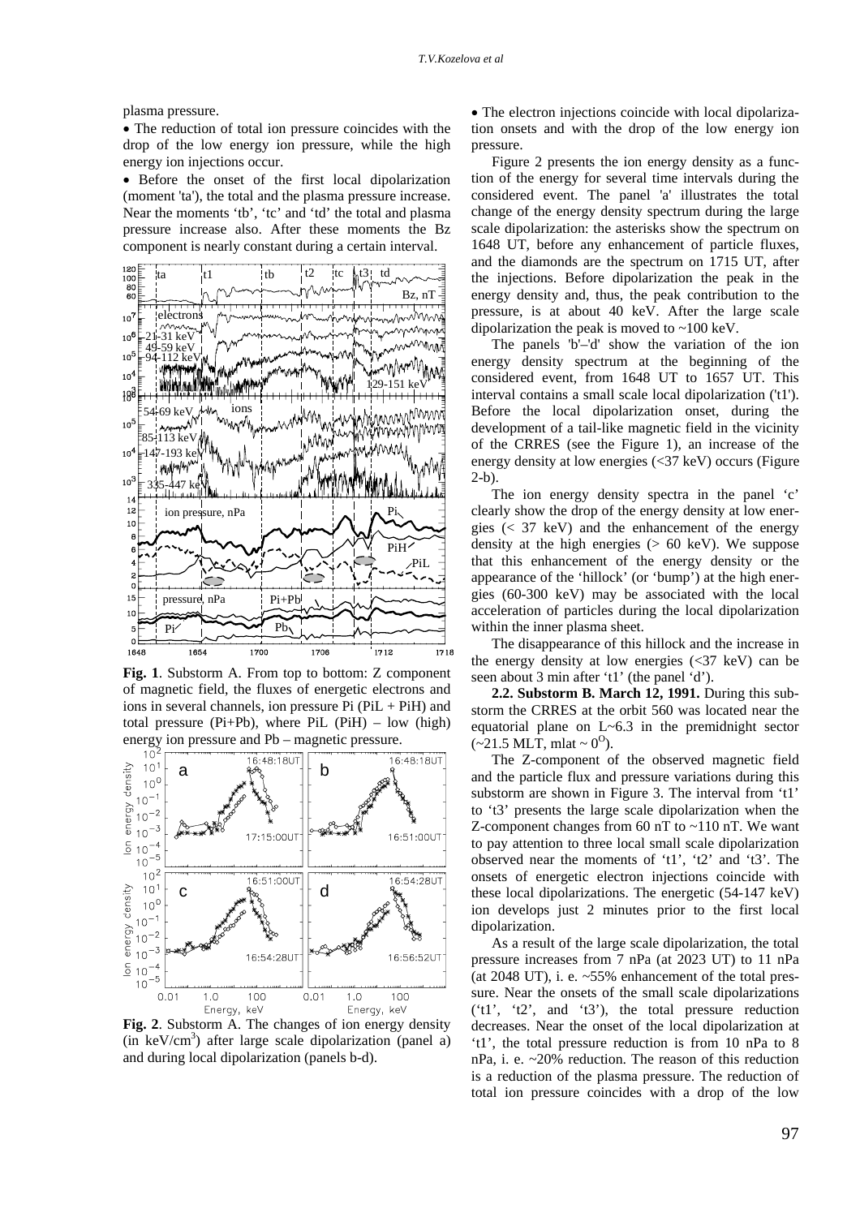plasma pressure.

- The reduction of total ion pressure coincides with the drop of the low energy ion pressure, while the high energy ion injections occur.
- Before the onset of the first local dipolarization (moment 'ta'), the total and the plasma pressure increase. Near the moments 'tb', 'tc' and 'td' the total and plasma pressure increase also. After these moments the Bz component is nearly constant during a certain interval.

**Fig. 1**. Substorm A. From top to bottom: Z component of magnetic field, the fluxes of energetic electrons and ions in several channels, ion pressure Pi (PiL + PiH) and total pressure (Pi+Pb), where PiL (PiH) – low (high) energy ion pressure and Pb – magnetic pressure.

**Fig. 2**. Substorm A. The changes of ion energy density (in keV/cm$^3$) after large scale dipolarization (panel a) and during local dipolarization (panels b-d).

- The electron injections coincide with local dipolarization onsets and with the drop of the low energy ion pressure.

Figure 2 presents the ion energy density as a function of the energy for several time intervals during the considered event. The panel 'a' illustrates the total change of the energy density spectrum during the large scale dipolarization: the asterisks show the spectrum on 1648 UT, before any enhancement of particle fluxes, and the diamonds are the spectrum on 1715 UT, after the injections. Before dipolarization the peak in the energy density and, thus, the peak contribution to the pressure, is at about 40 keV. After the large scale dipolarization the peak is moved to ~100 keV.

The panels 'b'–'d' show the variation of the ion energy density spectrum at the beginning of the considered event, from 1648 UT to 1657 UT. This interval contains a small scale local dipolarization ('t1'). Before the local dipolarization onset, during the development of a tail-like magnetic field in the vicinity of the CRRES (see the Figure 1), an increase of the energy density at low energies (<37 keV) occurs (Figure 2-b).

The ion energy density spectra in the panel 'c' clearly show the drop of the energy density at low energies (< 37 keV) and the enhancement of the energy density at the high energies (> 60 keV). We suppose that this enhancement of the energy density or the appearance of the 'hillock' (or 'bump') at the high energies (60-300 keV) may be associated with the local acceleration of particles during the local dipolarization within the inner plasma sheet.

The disappearance of this hillock and the increase in the energy density at low energies (<37 keV) can be seen about 3 min after 't1' (the panel 'd').

**2.2. Substorm B. March 12, 1991.** During this substorm the CRRES at the orbit 560 was located near the equatorial plane on L~6.3 in the premidnight sector (~21.5 MLT, mlat ~ $0^{\circ}$).

The Z-component of the observed magnetic field and the particle flux and pressure variations during this substorm are shown in Figure 3. The interval from 't1' to 't3' presents the large scale dipolarization when the Z-component changes from 60 nT to ~110 nT. We want to pay attention to three local small scale dipolarization observed near the moments of 't1', 't2' and 't3'. The onsets of energetic electron injections coincide with these local dipolarizations. The energetic (54-147 keV) ion develops just 2 minutes prior to the first local dipolarization.

As a result of the large scale dipolarization, the total pressure increases from 7 nPa (at 2023 UT) to 11 nPa (at 2048 UT), i. e. ~55% enhancement of the total pressure. Near the onsets of the small scale dipolarizations ('t1', 't2', and 't3'), the total pressure reduction decreases. Near the onset of the local dipolarization at 't1', the total pressure reduction is from 10 nPa to 8 nPa, i. e. ~20% reduction. The reason of this reduction is a reduction of the plasma pressure. The reduction of total ion pressure coincides with a drop of the low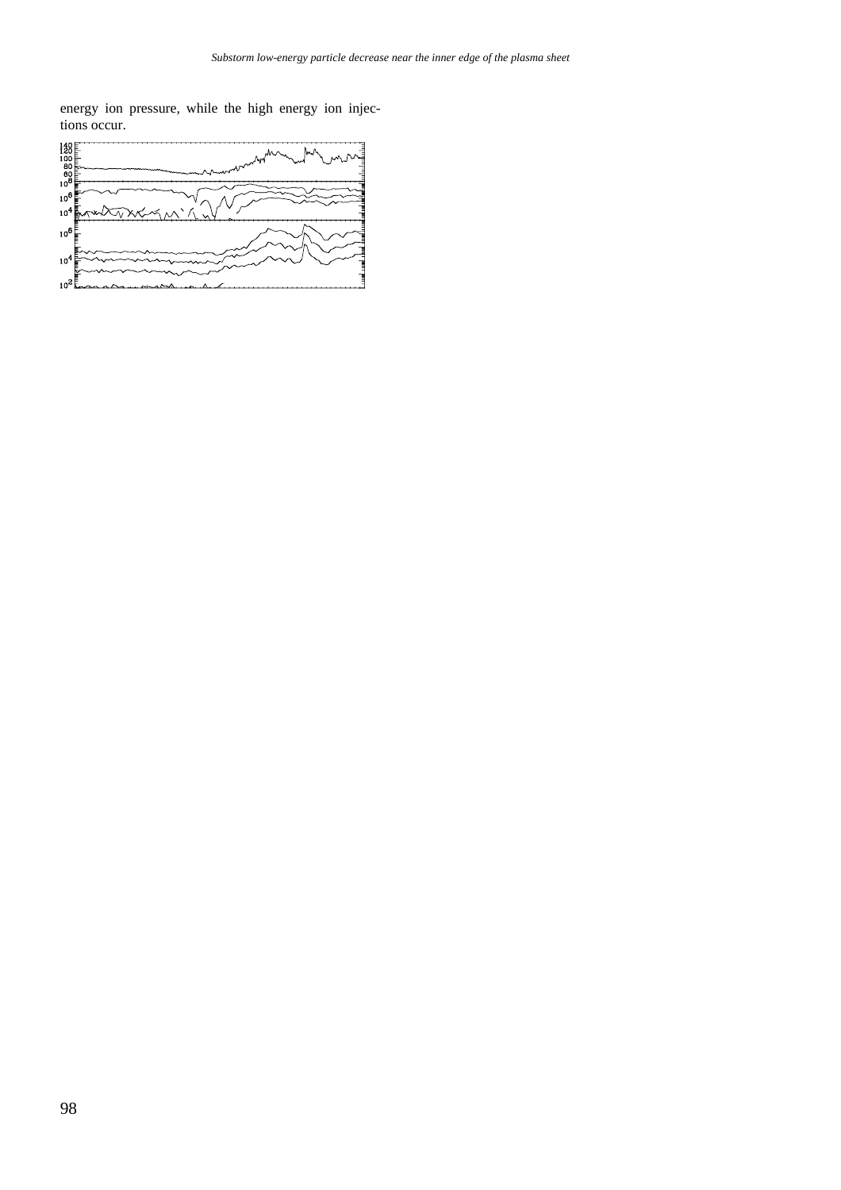energy ion pressure, while the high energy ion injections occur.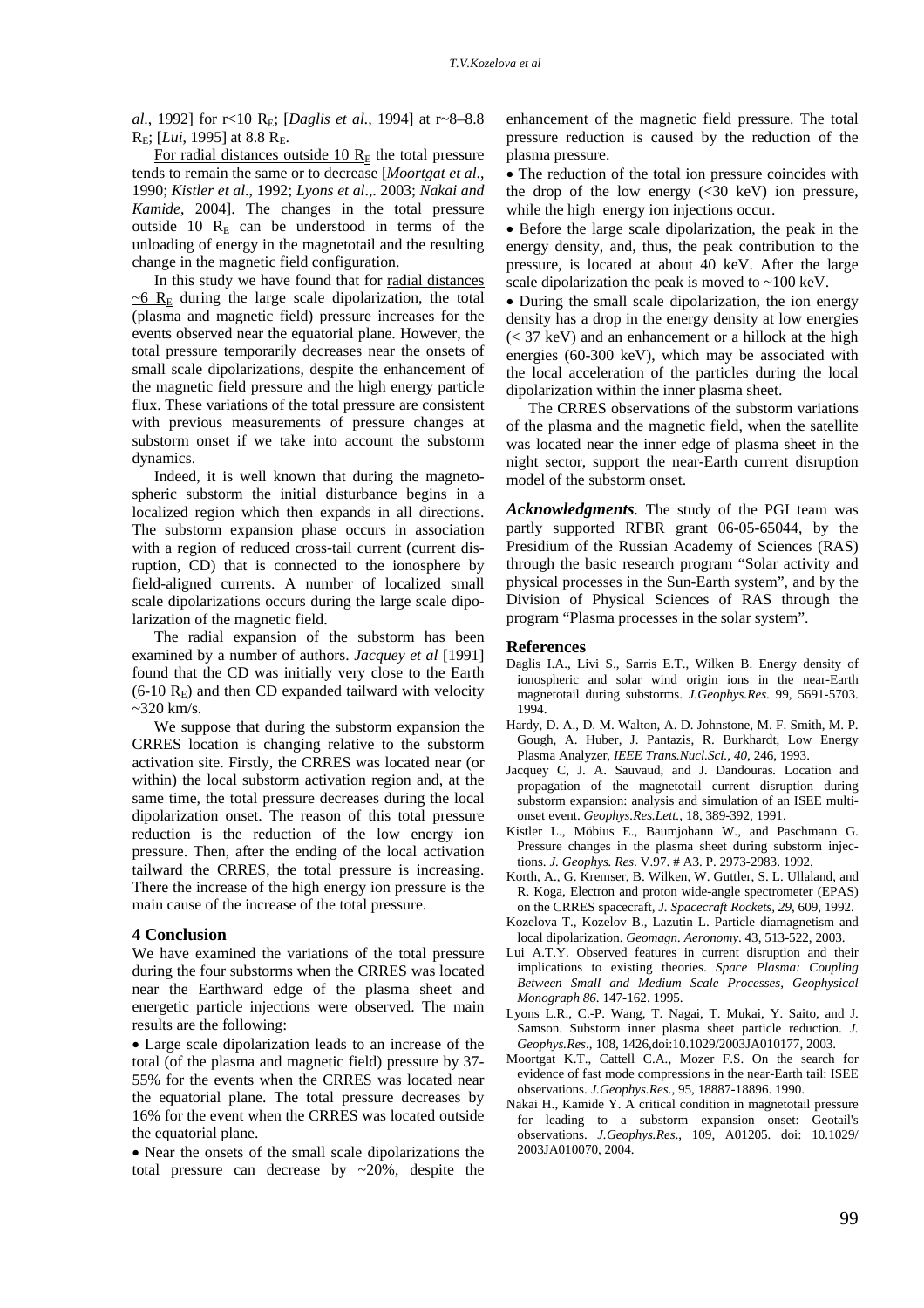*al*., 1992] for r<10 $R_E$; [*Daglis et al.,* 1994] at r~8–8.8 $R_E$; [*Lui*, 1995] at 8.8 $R_E$.

For radial distances outside 10 $R_E$ the total pressure tends to remain the same or to decrease [*Moortgat et al*., 1990; *Kistler et al*., 1992; *Lyons et al*.,. 2003; *Nakai and Kamide*, 2004]. The changes in the total pressure outside 10 $R_E$ can be understood in terms of the unloading of energy in the magnetotail and the resulting change in the magnetic field configuration.

In this study we have found that for radial distances ~6 $R_E$ during the large scale dipolarization, the total (plasma and magnetic field) pressure increases for the events observed near the equatorial plane. However, the total pressure temporarily decreases near the onsets of small scale dipolarizations, despite the enhancement of the magnetic field pressure and the high energy particle flux. These variations of the total pressure are consistent with previous measurements of pressure changes at substorm onset if we take into account the substorm dynamics.

Indeed, it is well known that during the magnetospheric substorm the initial disturbance begins in a localized region which then expands in all directions. The substorm expansion phase occurs in association with a region of reduced cross-tail current (current disruption, CD) that is connected to the ionosphere by field-aligned currents. A number of localized small scale dipolarizations occurs during the large scale dipolarization of the magnetic field.

The radial expansion of the substorm has been examined by a number of authors. *Jacquey et al* [1991] found that the CD was initially very close to the Earth (6-10 $R_E$) and then CD expanded tailward with velocity ~320 km/s.

We suppose that during the substorm expansion the CRRES location is changing relative to the substorm activation site. Firstly, the CRRES was located near (or within) the local substorm activation region and, at the same time, the total pressure decreases during the local dipolarization onset. The reason of this total pressure reduction is the reduction of the low energy ion pressure. Then, after the ending of the local activation tailward the CRRES, the total pressure is increasing. There the increase of the high energy ion pressure is the main cause of the increase of the total pressure.

## 4 Conclusion

We have examined the variations of the total pressure during the four substorms when the CRRES was located near the Earthward edge of the plasma sheet and energetic particle injections were observed. The main results are the following:

- Large scale dipolarization leads to an increase of the total (of the plasma and magnetic field) pressure by 37-55% for the events when the CRRES was located near the equatorial plane. The total pressure decreases by 16% for the event when the CRRES was located outside the equatorial plane.
- Near the onsets of the small scale dipolarizations the total pressure can decrease by ~20%, despite the enhancement of the magnetic field pressure. The total pressure reduction is caused by the reduction of the plasma pressure.
- The reduction of the total ion pressure coincides with the drop of the low energy (<30 keV) ion pressure, while the high energy ion injections occur.
- Before the large scale dipolarization, the peak in the energy density, and, thus, the peak contribution to the pressure, is located at about 40 keV. After the large scale dipolarization the peak is moved to ~100 keV.
- During the small scale dipolarization, the ion energy density has a drop in the energy density at low energies (< 37 keV) and an enhancement or a hillock at the high energies (60-300 keV), which may be associated with the local acceleration of the particles during the local dipolarization within the inner plasma sheet.

The CRRES observations of the substorm variations of the plasma and the magnetic field, when the satellite was located near the inner edge of plasma sheet in the night sector, support the near-Earth current disruption model of the substorm onset.

***Acknowledgments****.* The study of the PGI team was partly supported RFBR grant 06-05-65044, by the Presidium of the Russian Academy of Sciences (RAS) through the basic research program "Solar activity and physical processes in the Sun-Earth system", and by the Division of Physical Sciences of RAS through the program "Plasma processes in the solar system".

## References

Daglis I.A., Livi S., Sarris E.T., Wilken B. Energy density of ionospheric and solar wind origin ions in the near-Earth magnetotail during substorms. *J.Geophys.Res*. 99, 5691-5703. 1994.

Hardy, D. A., D. M. Walton, A. D. Johnstone, M. F. Smith, M. P. Gough, A. Huber, J. Pantazis, R. Burkhardt, Low Energy Plasma Analyzer, *IEEE Trans.Nucl.Sci., 40*, 246, 1993.

Jacquey C, J. A. Sauvaud, and J. Dandouras*.* Location and propagation of the magnetotail current disruption during substorm expansion: analysis and simulation of an ISEE multi-onset event. *Geophys.Res.Lett.*, 18, 389-392, 1991.

Kistler L., Möbius E., Baumjohann W., and Paschmann G. Pressure changes in the plasma sheet during substorm injections. *J. Geophys. Res*. V.97. # A3. P. 2973-2983. 1992.

Korth, A., G. Kremser, B. Wilken, W. Guttler, S. L. Ullaland, and R. Koga, Electron and proton wide-angle spectrometer (EPAS) on the CRRES spacecraft, *J. Spacecraft Rockets, 29*, 609, 1992.

Kozelova T., Kozelov B., Lazutin L. Particle diamagnetism and local dipolarization. *Geomagn. Aeronomy*. 43, 513-522, 2003.

Lui A.T.Y. Observed features in current disruption and their implications to existing theories. *Space Plasma: Coupling Between Small and Medium Scale Processes, Geophysical Monograph 86*. 147-162. 1995.

Lyons L.R., C.-P. Wang, T. Nagai, T. Mukai, Y. Saito, and J. Samson. Substorm inner plasma sheet particle reduction. *J. Geophys.Res*., 108, 1426,doi:10.1029/2003JA010177, 2003.

Moortgat K.T., Cattell C.A., Mozer F.S. On the search for evidence of fast mode compressions in the near-Earth tail: ISEE observations. *J.Geophys.Res.*, 95, 18887-18896. 1990.

Nakai H., Kamide Y. A critical condition in magnetotail pressure for leading to a substorm expansion onset: Geotail's observations. *J.Geophys.Res.*, 109, A01205. doi: 10.1029/ 2003JA010070, 2004.